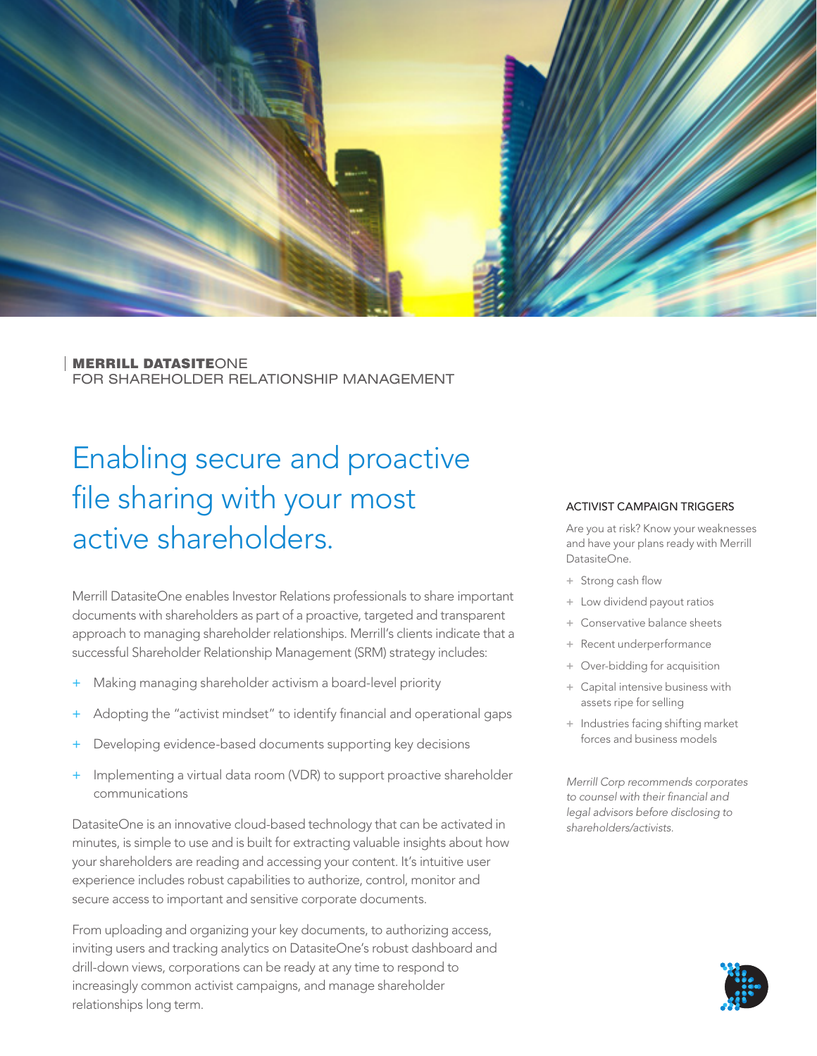**MERRILL DATASITE**ONE
FOR SHAREHOLDER RELATIONSHIP MANAGEMENT

# Enabling secure and proactive file sharing with your most active shareholders.

Merrill DatasiteOne enables Investor Relations professionals to share important documents with shareholders as part of a proactive, targeted and transparent approach to managing shareholder relationships. Merrill's clients indicate that a successful Shareholder Relationship Management (SRM) strategy includes:

+ Making managing shareholder activism a board-level priority
+ Adopting the "activist mindset" to identify financial and operational gaps
+ Developing evidence-based documents supporting key decisions
+ Implementing a virtual data room (VDR) to support proactive shareholder communications

DatasiteOne is an innovative cloud-based technology that can be activated in minutes, is simple to use and is built for extracting valuable insights about how your shareholders are reading and accessing your content. It's intuitive user experience includes robust capabilities to authorize, control, monitor and secure access to important and sensitive corporate documents.

From uploading and organizing your key documents, to authorizing access, inviting users and tracking analytics on DatasiteOne's robust dashboard and drill-down views, corporations can be ready at any time to respond to increasingly common activist campaigns, and manage shareholder relationships long term.

## ACTIVIST CAMPAIGN TRIGGERS

Are you at risk? Know your weaknesses and have your plans ready with Merrill DatasiteOne.

+ Strong cash flow
+ Low dividend payout ratios
+ Conservative balance sheets
+ Recent underperformance
+ Over-bidding for acquisition
+ Capital intensive business with assets ripe for selling
+ Industries facing shifting market forces and business models

*Merrill Corp recommends corporates to counsel with their financial and legal advisors before disclosing to shareholders/activists.*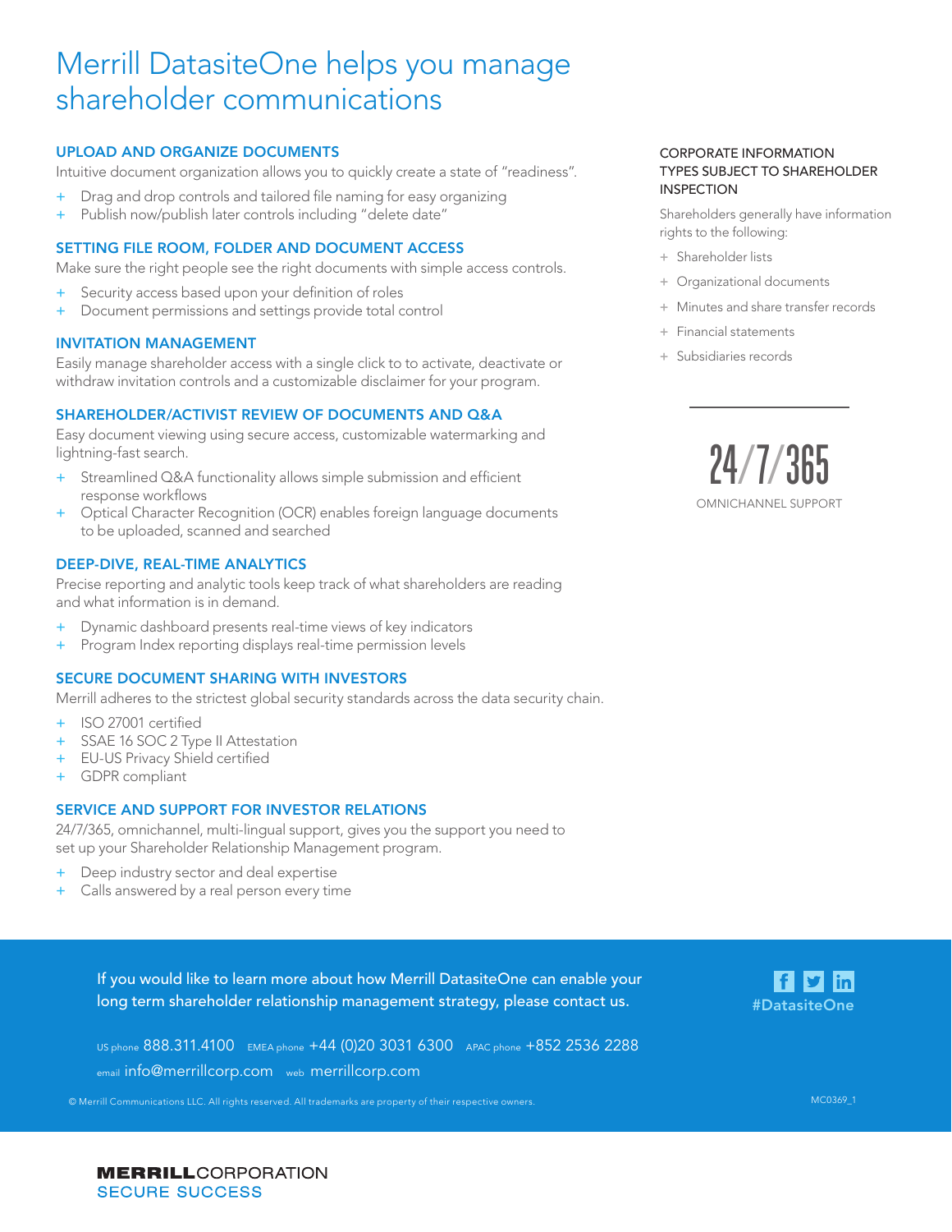# Merrill DatasiteOne helps you manage shareholder communications

## UPLOAD AND ORGANIZE DOCUMENTS

Intuitive document organization allows you to quickly create a state of "readiness".

- Drag and drop controls and tailored file naming for easy organizing
- Publish now/publish later controls including "delete date"

## SETTING FILE ROOM, FOLDER AND DOCUMENT ACCESS

Make sure the right people see the right documents with simple access controls.

- Security access based upon your definition of roles
- Document permissions and settings provide total control

## INVITATION MANAGEMENT

Easily manage shareholder access with a single click to to activate, deactivate or withdraw invitation controls and a customizable disclaimer for your program.

## SHAREHOLDER/ACTIVIST REVIEW OF DOCUMENTS AND Q&A

Easy document viewing using secure access, customizable watermarking and lightning-fast search.

- Streamlined Q&A functionality allows simple submission and efficient response workflows
- Optical Character Recognition (OCR) enables foreign language documents to be uploaded, scanned and searched

## DEEP-DIVE, REAL-TIME ANALYTICS

Precise reporting and analytic tools keep track of what shareholders are reading and what information is in demand.

- Dynamic dashboard presents real-time views of key indicators
- Program Index reporting displays real-time permission levels

## SECURE DOCUMENT SHARING WITH INVESTORS

Merrill adheres to the strictest global security standards across the data security chain.

- ISO 27001 certified
- SSAE 16 SOC 2 Type II Attestation
- EU-US Privacy Shield certified
- GDPR compliant

## SERVICE AND SUPPORT FOR INVESTOR RELATIONS

24/7/365, omnichannel, multi-lingual support, gives you the support you need to set up your Shareholder Relationship Management program.

- Deep industry sector and deal expertise
- Calls answered by a real person every time

### CORPORATE INFORMATION TYPES SUBJECT TO SHAREHOLDER INSPECTION

Shareholders generally have information rights to the following:

- Shareholder lists
- Organizational documents
- Minutes and share transfer records
- Financial statements
- Subsidiaries records

**24/7/365**

OMNICHANNEL SUPPORT

If you would like to learn more about how Merrill DatasiteOne can enable your long term shareholder relationship management strategy, please contact us.

US phone 888.311.4100 EMEA phone +44 (0)20 3031 6300 APAC phone +852 2536 2288

email info@merrillcorp.com web merrillcorp.com

#DatasiteOne

© Merrill Communications LLC. All rights reserved. All trademarks are property of their respective owners.

MC0369_1

**MERRILL**CORPORATION
SECURE SUCCESS